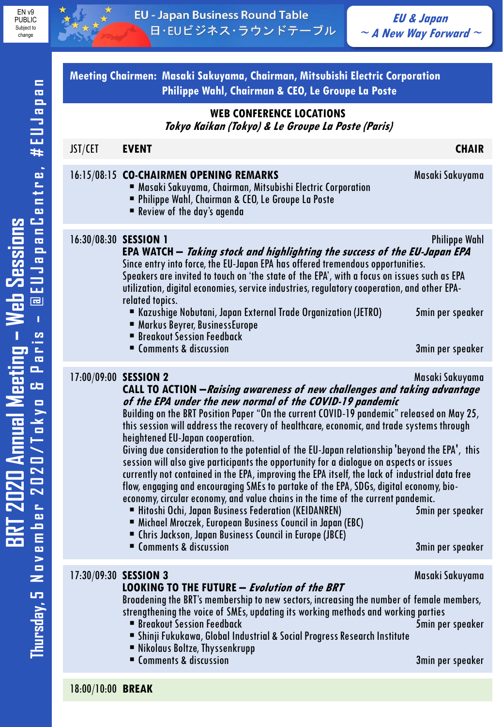EN v9
PUBLIC
Subject to change

EU - Japan Business Round Table
日・EUビジネス・ラウンドテーブル

*EU & Japan*
*~ A New Way Forward ~*

# BRT 2020 Annual Meeting – Web Sessions

Thursday, 5 November 2020/Tokyo & Paris – @EUJapanCentre, #EUJapan

**Meeting Chairmen: Masaki Sakuyama, Chairman, Mitsubishi Electric Corporation**
**Philippe Wahl, Chairman & CEO, Le Groupe La Poste**

**WEB CONFERENCE LOCATIONS**
***Tokyo Kaikan (Tokyo) & Le Groupe La Poste (Paris)***

| JST/CET | EVENT | CHAIR |
|---|---|---|
| 16:15/08:15 | **CO-CHAIRMEN OPENING REMARKS**<br>▪ Masaki Sakuyama, Chairman, Mitsubishi Electric Corporation<br>▪ Philippe Wahl, Chairman & CEO, Le Groupe La Poste<br>▪ Review of the day's agenda | Masaki Sakuyama |
| 16:30/08:30 | **SESSION 1**<br>**EPA WATCH –** ***Taking stock and highlighting the success of the EU-Japan EPA***<br>Since entry into force, the EU-Japan EPA has offered tremendous opportunities. Speakers are invited to touch on 'the state of the EPA', with a focus on issues such as EPA utilization, digital economies, service industries, regulatory cooperation, and other EPA-related topics.<br>▪ Kazushige Nobutani, Japan External Trade Organization (JETRO) — 5min per speaker<br>▪ Markus Beyrer, BusinessEurope<br>▪ Breakout Session Feedback<br>▪ Comments & discussion — 3min per speaker | Philippe Wahl |
| 17:00/09:00 | **SESSION 2**<br>**CALL TO ACTION –** ***Raising awareness of new challenges and taking advantage of the EPA under the new normal of the COVID-19 pandemic***<br>Building on the BRT Position Paper "On the current COVID-19 pandemic" released on May 25, this session will address the recovery of healthcare, economic, and trade systems through heightened EU-Japan cooperation.<br>Giving due consideration to the potential of the EU-Japan relationship 'beyond the EPA', this session will also give participants the opportunity for a dialogue on aspects or issues currently not contained in the EPA, improving the EPA itself, the lack of industrial data free flow, engaging and encouraging SMEs to partake of the EPA, SDGs, digital economy, bio-economy, circular economy, and value chains in the time of the current pandemic.<br>▪ Hitoshi Ochi, Japan Business Federation (KEIDANREN) — 5min per speaker<br>▪ Michael Mroczek, European Business Council in Japan (EBC)<br>▪ Chris Jackson, Japan Business Council in Europe (JBCE)<br>▪ Comments & discussion — 3min per speaker | Masaki Sakuyama |
| 17:30/09:30 | **SESSION 3**<br>**LOOKING TO THE FUTURE –** ***Evolution of the BRT***<br>Broadening the BRT's membership to new sectors, increasing the number of female members, strengthening the voice of SMEs, updating its working methods and working parties<br>▪ Breakout Session Feedback — 5min per speaker<br>▪ Shinji Fukukawa, Global Industrial & Social Progress Research Institute<br>▪ Nikolaus Boltze, Thyssenkrupp<br>▪ Comments & discussion — 3min per speaker | Masaki Sakuyama |
| 18:00/10:00 | **BREAK** | |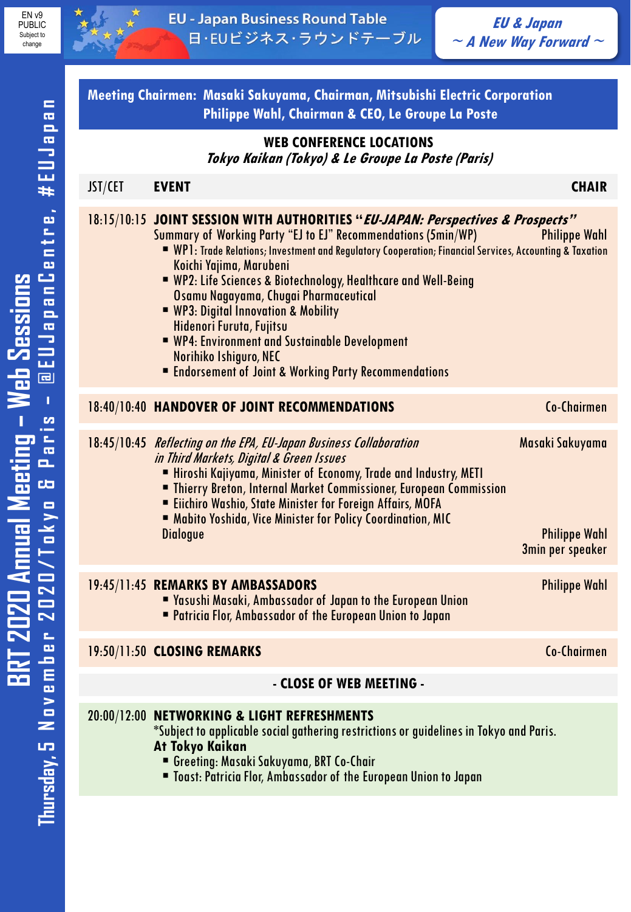EN v9
PUBLIC
Subject to change

EU - Japan Business Round Table
日･EUビジネス･ラウンドテーブル

*EU & Japan ~ A New Way Forward ~*

BRT 2020 Annual Meeting – Web Sessions
Thursday, 5 November 2020/Tokyo & Paris – @EUJapanCentre, #EUJapan

**Meeting Chairmen: Masaki Sakuyama, Chairman, Mitsubishi Electric Corporation**
**Philippe Wahl, Chairman & CEO, Le Groupe La Poste**

**WEB CONFERENCE LOCATIONS**
***Tokyo Kaikan (Tokyo) & Le Groupe La Poste (Paris)***

| JST/CET | EVENT | CHAIR |
|---|---|---|
| 18:15/10:15 | **JOINT SESSION WITH AUTHORITIES "*EU-JAPAN: Perspectives & Prospects*"**<br>Summary of Working Party "EJ to EJ" Recommendations (5min/WP)<br>▪ WP1: Trade Relations; Investment and Regulatory Cooperation; Financial Services, Accounting & Taxation<br>Koichi Yajima, Marubeni<br>▪ WP2: Life Sciences & Biotechnology, Healthcare and Well-Being<br>Osamu Nagayama, Chugai Pharmaceutical<br>▪ WP3: Digital Innovation & Mobility<br>Hidenori Furuta, Fujitsu<br>▪ WP4: Environment and Sustainable Development<br>Norihiko Ishiguro, NEC<br>▪ Endorsement of Joint & Working Party Recommendations | Philippe Wahl |
| 18:40/10:40 | **HANDOVER OF JOINT RECOMMENDATIONS** | Co-Chairmen |
| 18:45/10:45 | *Reflecting on the EPA, EU-Japan Business Collaboration in Third Markets, Digital & Green Issues*<br>▪ Hiroshi Kajiyama, Minister of Economy, Trade and Industry, METI<br>▪ Thierry Breton, Internal Market Commissioner, European Commission<br>▪ Eiichiro Washio, State Minister for Foreign Affairs, MOFA<br>▪ Mabito Yoshida, Vice Minister for Policy Coordination, MIC<br>Dialogue | Masaki Sakuyama<br><br>Philippe Wahl<br>3min per speaker |
| 19:45/11:45 | **REMARKS BY AMBASSADORS**<br>▪ Yasushi Masaki, Ambassador of Japan to the European Union<br>▪ Patricia Flor, Ambassador of the European Union to Japan | Philippe Wahl |
| 19:50/11:50 | **CLOSING REMARKS** | Co-Chairmen |
| | **- CLOSE OF WEB MEETING -** | |
| 20:00/12:00 | **NETWORKING & LIGHT REFRESHMENTS**<br>*Subject to applicable social gathering restrictions or guidelines in Tokyo and Paris.<br>**At Tokyo Kaikan**<br>▪ Greeting: Masaki Sakuyama, BRT Co-Chair<br>▪ Toast: Patricia Flor, Ambassador of the European Union to Japan | |